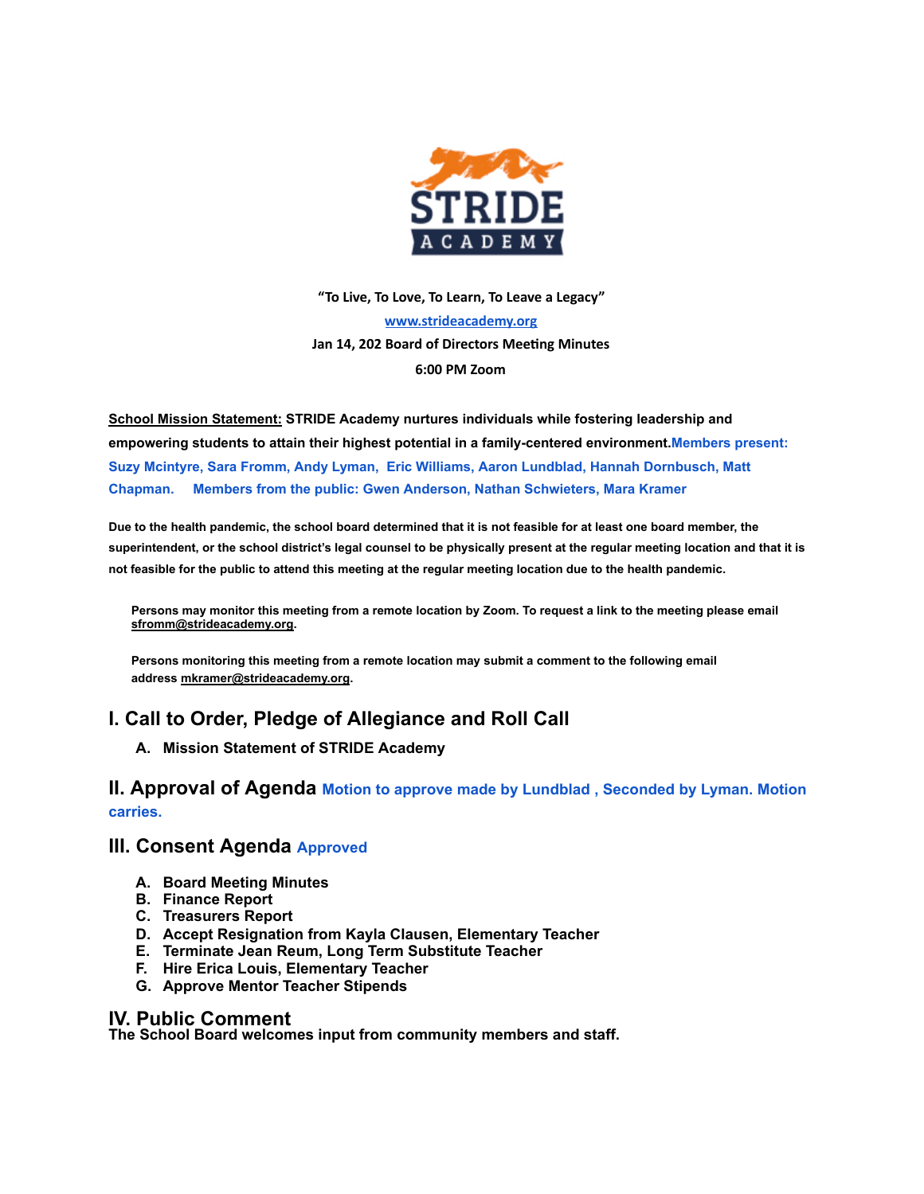STRIDE ACADEMY

**"To Live, To Love, To Learn, To Leave a Legacy"**

[www.strideacademy.org](http://www.strideacademy.org)

**Jan 14, 202 Board of Directors Meeting Minutes**

**6:00 PM Zoom**

**<u>School Mission Statement:</u> STRIDE Academy nurtures individuals while fostering leadership and empowering students to attain their highest potential in a family-centered environment.** **Members present: Suzy Mcintyre, Sara Fromm, Andy Lyman, Eric Williams, Aaron Lundblad, Hannah Dornbusch, Matt Chapman. Members from the public: Gwen Anderson, Nathan Schwieters, Mara Kramer**

**Due to the health pandemic, the school board determined that it is not feasible for at least one board member, the superintendent, or the school district's legal counsel to be physically present at the regular meeting location and that it is not feasible for the public to attend this meeting at the regular meeting location due to the health pandemic.**

**Persons may monitor this meeting from a remote location by Zoom. To request a link to the meeting please email sfromm@strideacademy.org.**

**Persons monitoring this meeting from a remote location may submit a comment to the following email address mkramer@strideacademy.org.**

## I. Call to Order, Pledge of Allegiance and Roll Call

A. **Mission Statement of STRIDE Academy**

## II. Approval of Agenda **Motion to approve made by Lundblad , Seconded by Lyman. Motion carries.**

## III. Consent Agenda **Approved**

A. **Board Meeting Minutes**
B. **Finance Report**
C. **Treasurers Report**
D. **Accept Resignation from Kayla Clausen, Elementary Teacher**
E. **Terminate Jean Reum, Long Term Substitute Teacher**
F. **Hire Erica Louis, Elementary Teacher**
G. **Approve Mentor Teacher Stipends**

## IV. Public Comment

**The School Board welcomes input from community members and staff.**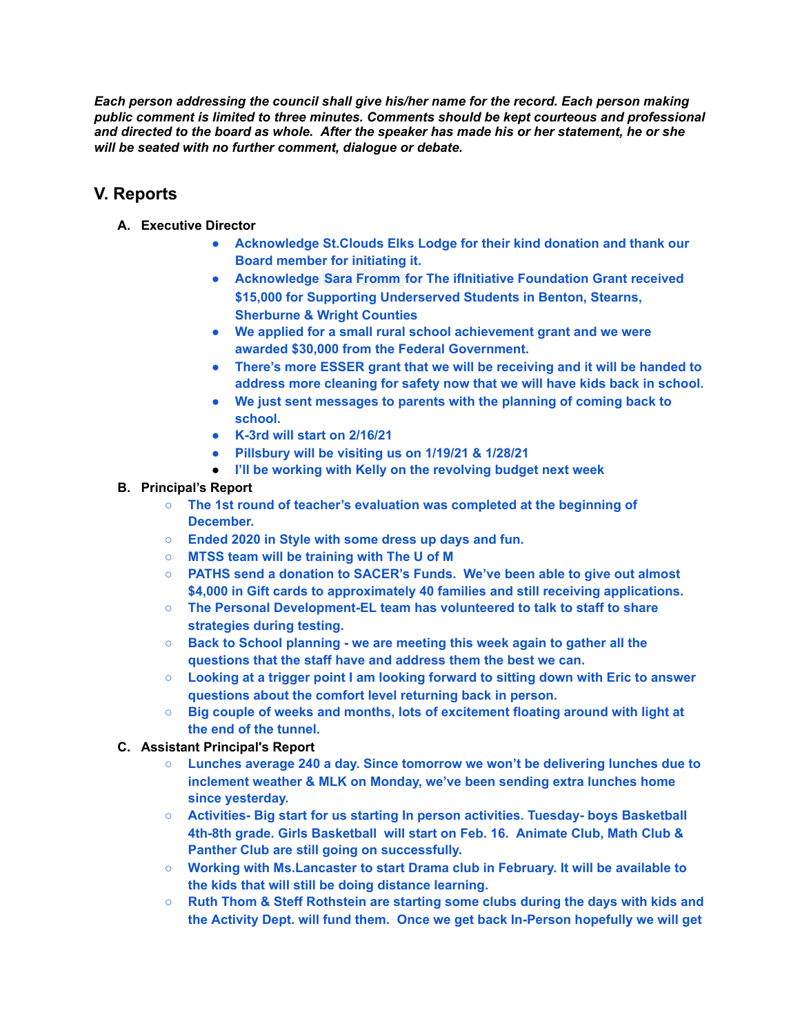***Each person addressing the council shall give his/her name for the record. Each person making public comment is limited to three minutes. Comments should be kept courteous and professional and directed to the board as whole. After the speaker has made his or her statement, he or she will be seated with no further comment, dialogue or debate.***

## V. Reports

**A. Executive Director**

- **Acknowledge St.Clouds Elks Lodge for their kind donation and thank our Board member for initiating it.**
- **Acknowledge Sara Fromm for The ifInitiative Foundation Grant received $15,000 for Supporting Underserved Students in Benton, Stearns, Sherburne & Wright Counties**
- **We applied for a small rural school achievement grant and we were awarded $30,000 from the Federal Government.**
- **There's more ESSER grant that we will be receiving and it will be handed to address more cleaning for safety now that we will have kids back in school.**
- **We just sent messages to parents with the planning of coming back to school.**
- **K-3rd will start on 2/16/21**
- **Pillsbury will be visiting us on 1/19/21 & 1/28/21**
- **I'll be working with Kelly on the revolving budget next week**

**B. Principal's Report**

- **The 1st round of teacher's evaluation was completed at the beginning of December.**
- **Ended 2020 in Style with some dress up days and fun.**
- **MTSS team will be training with The U of M**
- **PATHS send a donation to SACER's Funds. We've been able to give out almost $4,000 in Gift cards to approximately 40 families and still receiving applications.**
- **The Personal Development-EL team has volunteered to talk to staff to share strategies during testing.**
- **Back to School planning - we are meeting this week again to gather all the questions that the staff have and address them the best we can.**
- **Looking at a trigger point I am looking forward to sitting down with Eric to answer questions about the comfort level returning back in person.**
- **Big couple of weeks and months, lots of excitement floating around with light at the end of the tunnel.**

**C. Assistant Principal's Report**

- **Lunches average 240 a day. Since tomorrow we won't be delivering lunches due to inclement weather & MLK on Monday, we've been sending extra lunches home since yesterday.**
- **Activities- Big start for us starting In person activities. Tuesday- boys Basketball 4th-8th grade. Girls Basketball will start on Feb. 16. Animate Club, Math Club & Panther Club are still going on successfully.**
- **Working with Ms.Lancaster to start Drama club in February. It will be available to the kids that will still be doing distance learning.**
- **Ruth Thom & Steff Rothstein are starting some clubs during the days with kids and the Activity Dept. will fund them. Once we get back In-Person hopefully we will get**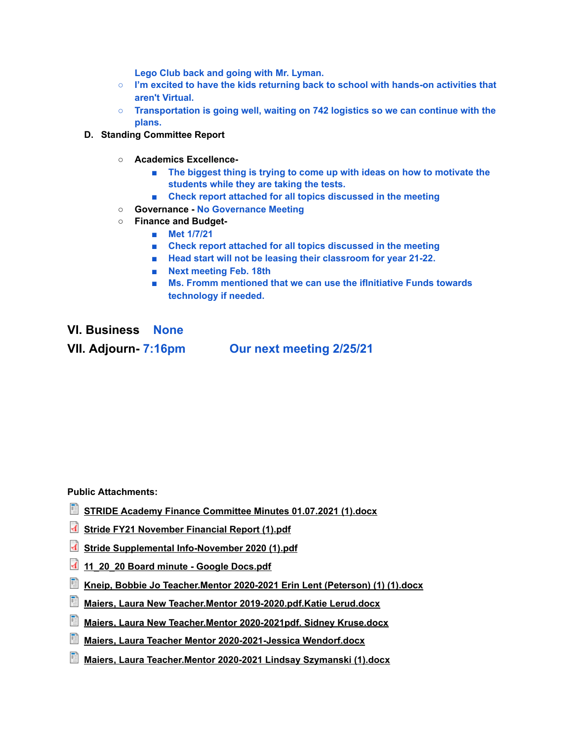Lego Club back and going with Mr. Lyman.
- I'm excited to have the kids returning back to school with hands-on activities that aren't Virtual.
- Transportation is going well, waiting on 742 logistics so we can continue with the plans.

**D. Standing Committee Report**

- **Academics Excellence-**
  - The biggest thing is trying to come up with ideas on how to motivate the students while they are taking the tests.
  - Check report attached for all topics discussed in the meeting
- **Governance -** No Governance Meeting
- **Finance and Budget-**
  - Met 1/7/21
  - Check report attached for all topics discussed in the meeting
  - Head start will not be leasing their classroom for year 21-22.
  - Next meeting Feb. 18th
  - Ms. Fromm mentioned that we can use the ifInitiative Funds towards technology if needed.

## VI. Business None

## VII. Adjourn- 7:16pm Our next meeting 2/25/21

**Public Attachments:**

- STRIDE Academy Finance Committee Minutes 01.07.2021 (1).docx
- Stride FY21 November Financial Report (1).pdf
- Stride Supplemental Info-November 2020 (1).pdf
- 11_20_20 Board minute - Google Docs.pdf
- Kneip, Bobbie Jo Teacher.Mentor 2020-2021 Erin Lent (Peterson) (1) (1).docx
- Maiers, Laura New Teacher.Mentor 2019-2020.pdf.Katie Lerud.docx
- Maiers, Laura New Teacher.Mentor 2020-2021pdf. Sidney Kruse.docx
- Maiers, Laura Teacher Mentor 2020-2021-Jessica Wendorf.docx
- Maiers, Laura Teacher.Mentor 2020-2021 Lindsay Szymanski (1).docx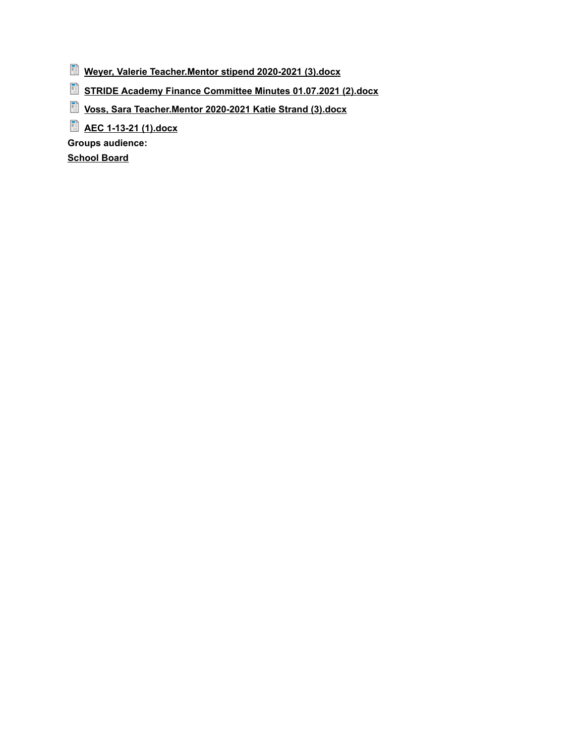- **Weyer, Valerie Teacher.Mentor stipend 2020-2021 (3).docx**
- **STRIDE Academy Finance Committee Minutes 01.07.2021 (2).docx**
- **Voss, Sara Teacher.Mentor 2020-2021 Katie Strand (3).docx**
- **AEC 1-13-21 (1).docx**

**Groups audience:**

**School Board**